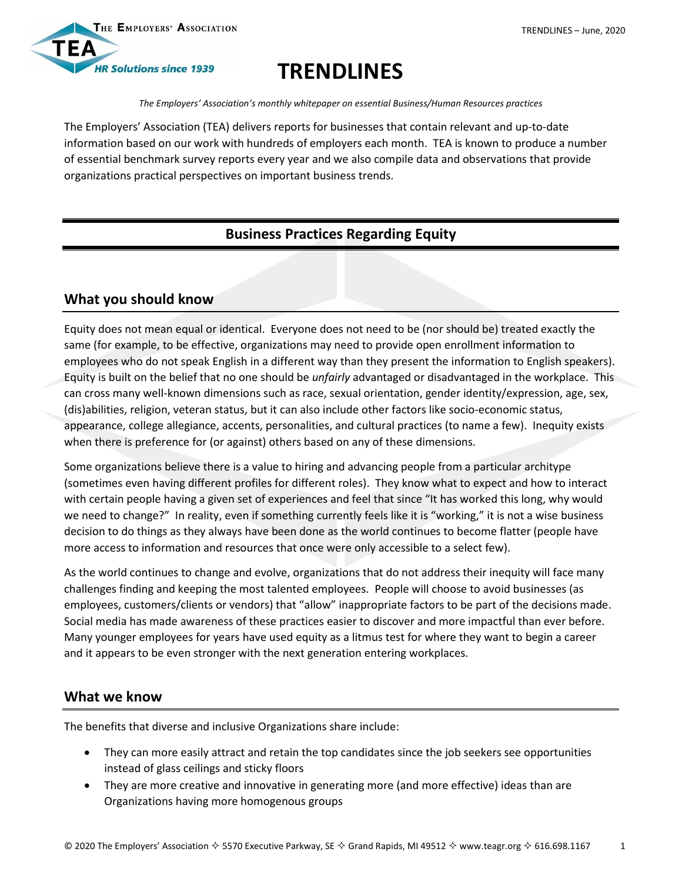# TRENDLINES

*The Employers' Association's monthly whitepaper on essential Business/Human Resources practices*

The Employers' Association (TEA) delivers reports for businesses that contain relevant and up-to-date information based on our work with hundreds of employers each month. TEA is known to produce a number of essential benchmark survey reports every year and we also compile data and observations that provide organizations practical perspectives on important business trends.

## Business Practices Regarding Equity

### What you should know

Equity does not mean equal or identical. Everyone does not need to be (nor should be) treated exactly the same (for example, to be effective, organizations may need to provide open enrollment information to employees who do not speak English in a different way than they present the information to English speakers). Equity is built on the belief that no one should be *unfairly* advantaged or disadvantaged in the workplace. This can cross many well-known dimensions such as race, sexual orientation, gender identity/expression, age, sex, (dis)abilities, religion, veteran status, but it can also include other factors like socio-economic status, appearance, college allegiance, accents, personalities, and cultural practices (to name a few). Inequity exists when there is preference for (or against) others based on any of these dimensions.

Some organizations believe there is a value to hiring and advancing people from a particular architype (sometimes even having different profiles for different roles). They know what to expect and how to interact with certain people having a given set of experiences and feel that since "It has worked this long, why would we need to change?" In reality, even if something currently feels like it is "working," it is not a wise business decision to do things as they always have been done as the world continues to become flatter (people have more access to information and resources that once were only accessible to a select few).

As the world continues to change and evolve, organizations that do not address their inequity will face many challenges finding and keeping the most talented employees. People will choose to avoid businesses (as employees, customers/clients or vendors) that "allow" inappropriate factors to be part of the decisions made. Social media has made awareness of these practices easier to discover and more impactful than ever before. Many younger employees for years have used equity as a litmus test for where they want to begin a career and it appears to be even stronger with the next generation entering workplaces.

### What we know

The benefits that diverse and inclusive Organizations share include:

- They can more easily attract and retain the top candidates since the job seekers see opportunities instead of glass ceilings and sticky floors
- They are more creative and innovative in generating more (and more effective) ideas than are Organizations having more homogenous groups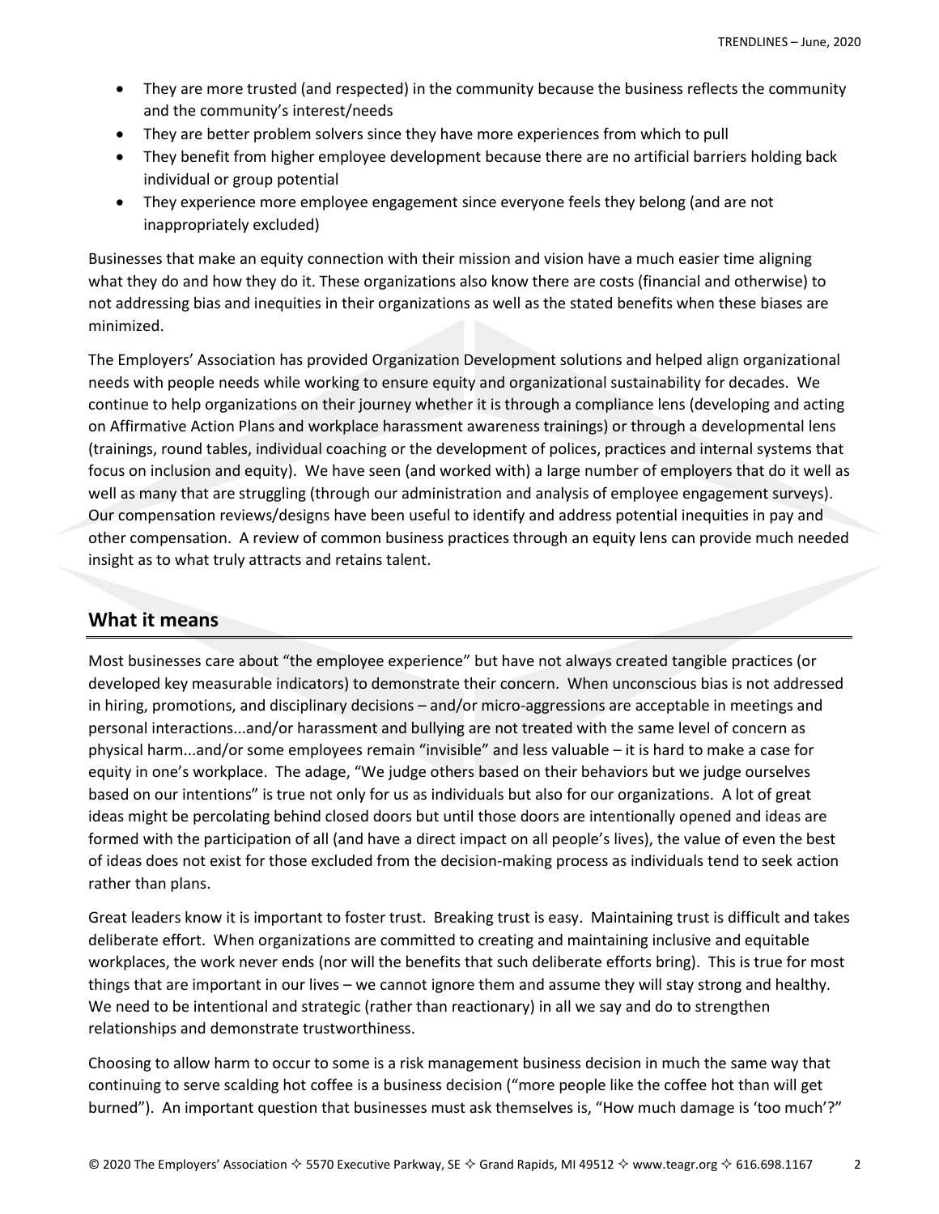- They are more trusted (and respected) in the community because the business reflects the community and the community's interest/needs
- They are better problem solvers since they have more experiences from which to pull
- They benefit from higher employee development because there are no artificial barriers holding back individual or group potential
- They experience more employee engagement since everyone feels they belong (and are not inappropriately excluded)

Businesses that make an equity connection with their mission and vision have a much easier time aligning what they do and how they do it. These organizations also know there are costs (financial and otherwise) to not addressing bias and inequities in their organizations as well as the stated benefits when these biases are minimized.

The Employers' Association has provided Organization Development solutions and helped align organizational needs with people needs while working to ensure equity and organizational sustainability for decades. We continue to help organizations on their journey whether it is through a compliance lens (developing and acting on Affirmative Action Plans and workplace harassment awareness trainings) or through a developmental lens (trainings, round tables, individual coaching or the development of polices, practices and internal systems that focus on inclusion and equity). We have seen (and worked with) a large number of employers that do it well as well as many that are struggling (through our administration and analysis of employee engagement surveys). Our compensation reviews/designs have been useful to identify and address potential inequities in pay and other compensation. A review of common business practices through an equity lens can provide much needed insight as to what truly attracts and retains talent.

## What it means

Most businesses care about "the employee experience" but have not always created tangible practices (or developed key measurable indicators) to demonstrate their concern. When unconscious bias is not addressed in hiring, promotions, and disciplinary decisions – and/or micro-aggressions are acceptable in meetings and personal interactions...and/or harassment and bullying are not treated with the same level of concern as physical harm...and/or some employees remain "invisible" and less valuable – it is hard to make a case for equity in one's workplace. The adage, "We judge others based on their behaviors but we judge ourselves based on our intentions" is true not only for us as individuals but also for our organizations. A lot of great ideas might be percolating behind closed doors but until those doors are intentionally opened and ideas are formed with the participation of all (and have a direct impact on all people's lives), the value of even the best of ideas does not exist for those excluded from the decision-making process as individuals tend to seek action rather than plans.

Great leaders know it is important to foster trust. Breaking trust is easy. Maintaining trust is difficult and takes deliberate effort. When organizations are committed to creating and maintaining inclusive and equitable workplaces, the work never ends (nor will the benefits that such deliberate efforts bring). This is true for most things that are important in our lives – we cannot ignore them and assume they will stay strong and healthy. We need to be intentional and strategic (rather than reactionary) in all we say and do to strengthen relationships and demonstrate trustworthiness.

Choosing to allow harm to occur to some is a risk management business decision in much the same way that continuing to serve scalding hot coffee is a business decision ("more people like the coffee hot than will get burned"). An important question that businesses must ask themselves is, "How much damage is 'too much'?"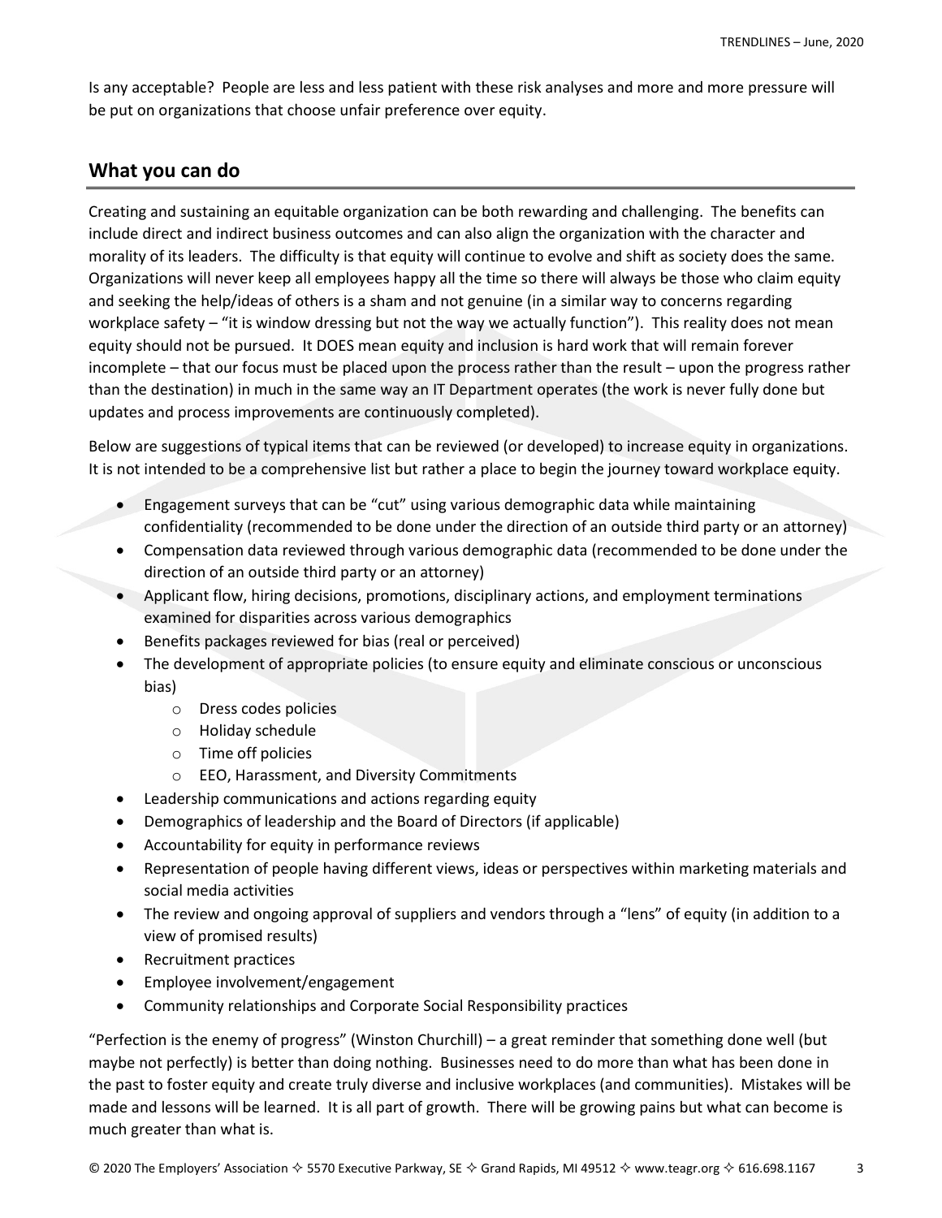Is any acceptable? People are less and less patient with these risk analyses and more and more pressure will be put on organizations that choose unfair preference over equity.

## What you can do

Creating and sustaining an equitable organization can be both rewarding and challenging. The benefits can include direct and indirect business outcomes and can also align the organization with the character and morality of its leaders. The difficulty is that equity will continue to evolve and shift as society does the same. Organizations will never keep all employees happy all the time so there will always be those who claim equity and seeking the help/ideas of others is a sham and not genuine (in a similar way to concerns regarding workplace safety – "it is window dressing but not the way we actually function"). This reality does not mean equity should not be pursued. It DOES mean equity and inclusion is hard work that will remain forever incomplete – that our focus must be placed upon the process rather than the result – upon the progress rather than the destination) in much in the same way an IT Department operates (the work is never fully done but updates and process improvements are continuously completed).

Below are suggestions of typical items that can be reviewed (or developed) to increase equity in organizations. It is not intended to be a comprehensive list but rather a place to begin the journey toward workplace equity.

- Engagement surveys that can be "cut" using various demographic data while maintaining confidentiality (recommended to be done under the direction of an outside third party or an attorney)
- Compensation data reviewed through various demographic data (recommended to be done under the direction of an outside third party or an attorney)
- Applicant flow, hiring decisions, promotions, disciplinary actions, and employment terminations examined for disparities across various demographics
- Benefits packages reviewed for bias (real or perceived)
- The development of appropriate policies (to ensure equity and eliminate conscious or unconscious bias)
  - Dress codes policies
  - Holiday schedule
  - Time off policies
  - EEO, Harassment, and Diversity Commitments
- Leadership communications and actions regarding equity
- Demographics of leadership and the Board of Directors (if applicable)
- Accountability for equity in performance reviews
- Representation of people having different views, ideas or perspectives within marketing materials and social media activities
- The review and ongoing approval of suppliers and vendors through a "lens" of equity (in addition to a view of promised results)
- Recruitment practices
- Employee involvement/engagement
- Community relationships and Corporate Social Responsibility practices

"Perfection is the enemy of progress" (Winston Churchill) – a great reminder that something done well (but maybe not perfectly) is better than doing nothing. Businesses need to do more than what has been done in the past to foster equity and create truly diverse and inclusive workplaces (and communities). Mistakes will be made and lessons will be learned. It is all part of growth. There will be growing pains but what can become is much greater than what is.

© 2020 The Employers' Association ✧ 5570 Executive Parkway, SE ✧ Grand Rapids, MI 49512 ✧ www.teagr.org ✧ 616.698.1167